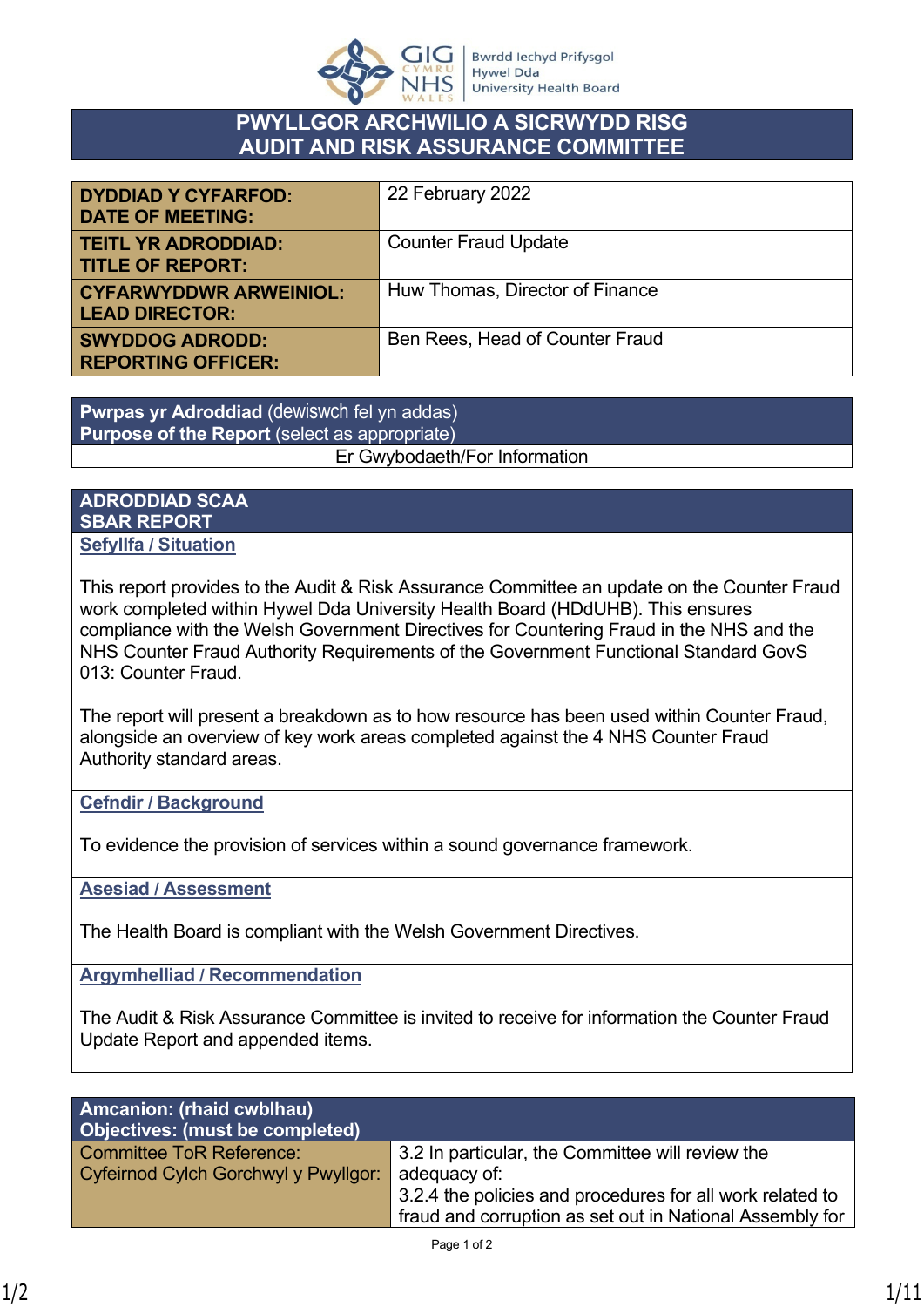# PWYLLGOR ARCHWILIO A SICRWYDD RISG
# AUDIT AND RISK ASSURANCE COMMITTEE

| | |
|---|---|
| **DYDDIAD Y CYFARFOD: DATE OF MEETING:** | 22 February 2022 |
| **TEITL YR ADRODDIAD: TITLE OF REPORT:** | Counter Fraud Update |
| **CYFARWYDDWR ARWEINIOL: LEAD DIRECTOR:** | Huw Thomas, Director of Finance |
| **SWYDDOG ADRODD: REPORTING OFFICER:** | Ben Rees, Head of Counter Fraud |

| **Pwrpas yr Adroddiad** (dewiswch fel yn addas) **Purpose of the Report** (select as appropriate) |
|---|
| Er Gwybodaeth/For Information |

## ADRODDIAD SCAA SBAR REPORT

**Sefyllfa / Situation**

This report provides to the Audit & Risk Assurance Committee an update on the Counter Fraud work completed within Hywel Dda University Health Board (HDdUHB). This ensures compliance with the Welsh Government Directives for Countering Fraud in the NHS and the NHS Counter Fraud Authority Requirements of the Government Functional Standard GovS 013: Counter Fraud.

The report will present a breakdown as to how resource has been used within Counter Fraud, alongside an overview of key work areas completed against the 4 NHS Counter Fraud Authority standard areas.

**Cefndir / Background**

To evidence the provision of services within a sound governance framework.

**Asesiad / Assessment**

The Health Board is compliant with the Welsh Government Directives.

**Argymhelliad / Recommendation**

The Audit & Risk Assurance Committee is invited to receive for information the Counter Fraud Update Report and appended items.

| **Amcanion: (rhaid cwblhau) Objectives: (must be completed)** | |
|---|---|
| Committee ToR Reference: Cyfeirnod Cylch Gorchwyl y Pwyllgor: | 3.2 In particular, the Committee will review the adequacy of: 3.2.4 the policies and procedures for all work related to fraud and corruption as set out in National Assembly for |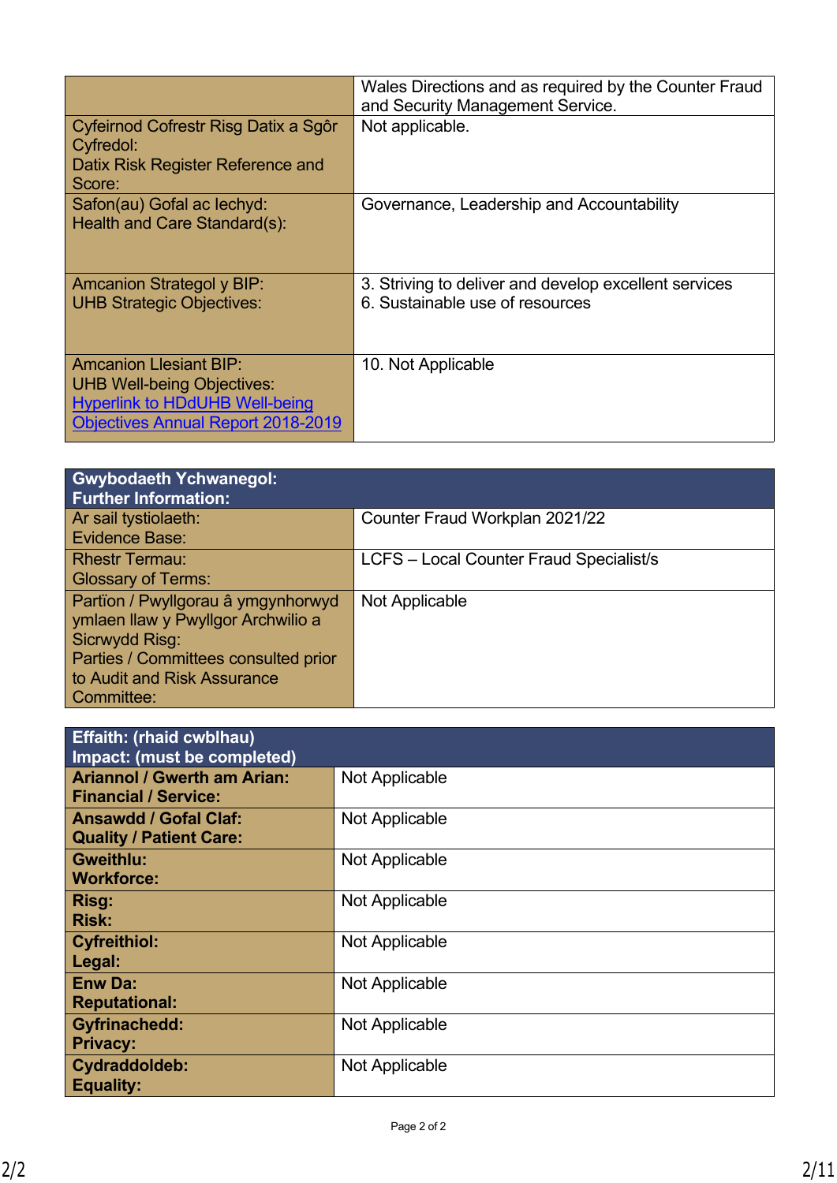| | |
|---|---|
| | Wales Directions and as required by the Counter Fraud and Security Management Service. |
| Cyfeirnod Cofrestr Risg Datix a Sgôr Cyfredol:<br>Datix Risk Register Reference and Score: | Not applicable. |
| Safon(au) Gofal ac Iechyd:<br>Health and Care Standard(s): | Governance, Leadership and Accountability |
| Amcanion Strategol y BIP:<br>UHB Strategic Objectives: | 3. Striving to deliver and develop excellent services<br>6. Sustainable use of resources |
| Amcanion Llesiant BIP:<br>UHB Well-being Objectives:<br>[Hyperlink to HDdUHB Well-being Objectives Annual Report 2018-2019]() | 10. Not Applicable |

| **Gwybodaeth Ychwanegol:<br>Further Information:** | |
|---|---|
| Ar sail tystiolaeth:<br>Evidence Base: | Counter Fraud Workplan 2021/22 |
| Rhestr Termau:<br>Glossary of Terms: | LCFS – Local Counter Fraud Specialist/s |
| Partïon / Pwyllgorau â ymgynhorwyd ymlaen llaw y Pwyllgor Archwilio a Sicrwydd Risg:<br>Parties / Committees consulted prior to Audit and Risk Assurance Committee: | Not Applicable |

| **Effaith: (rhaid cwblhau)<br>Impact: (must be completed)** | |
|---|---|
| **Ariannol / Gwerth am Arian:<br>Financial / Service:** | Not Applicable |
| **Ansawdd / Gofal Claf:<br>Quality / Patient Care:** | Not Applicable |
| **Gweithlu:<br>Workforce:** | Not Applicable |
| **Risg:<br>Risk:** | Not Applicable |
| **Cyfreithiol:<br>Legal:** | Not Applicable |
| **Enw Da:<br>Reputational:** | Not Applicable |
| **Gyfrinachedd:<br>Privacy:** | Not Applicable |
| **Cydraddoldeb:<br>Equality:** | Not Applicable |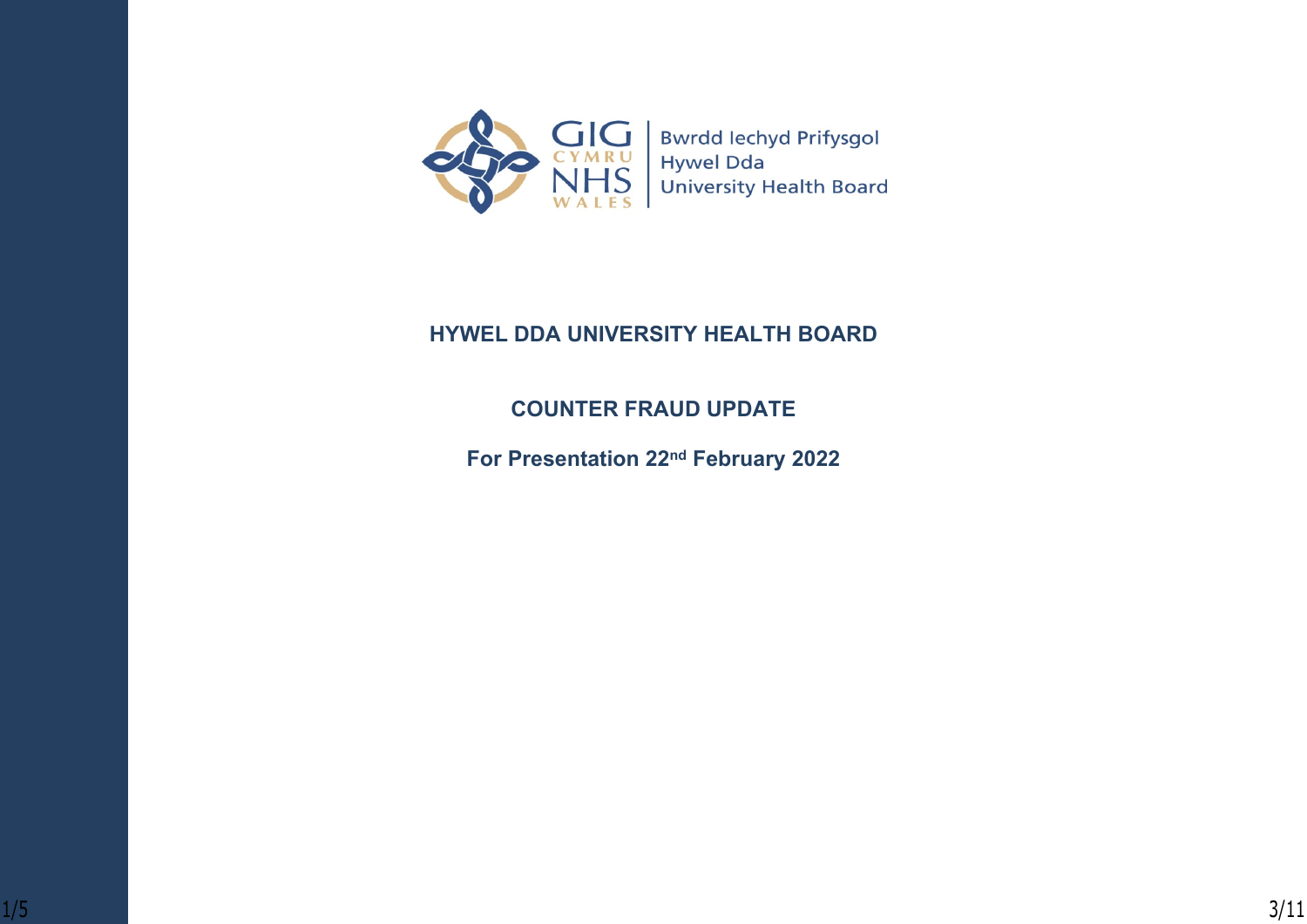Bwrdd Iechyd Prifysgol Hywel Dda University Health Board

# HYWEL DDA UNIVERSITY HEALTH BOARD

## COUNTER FRAUD UPDATE

**For Presentation 22nd February 2022**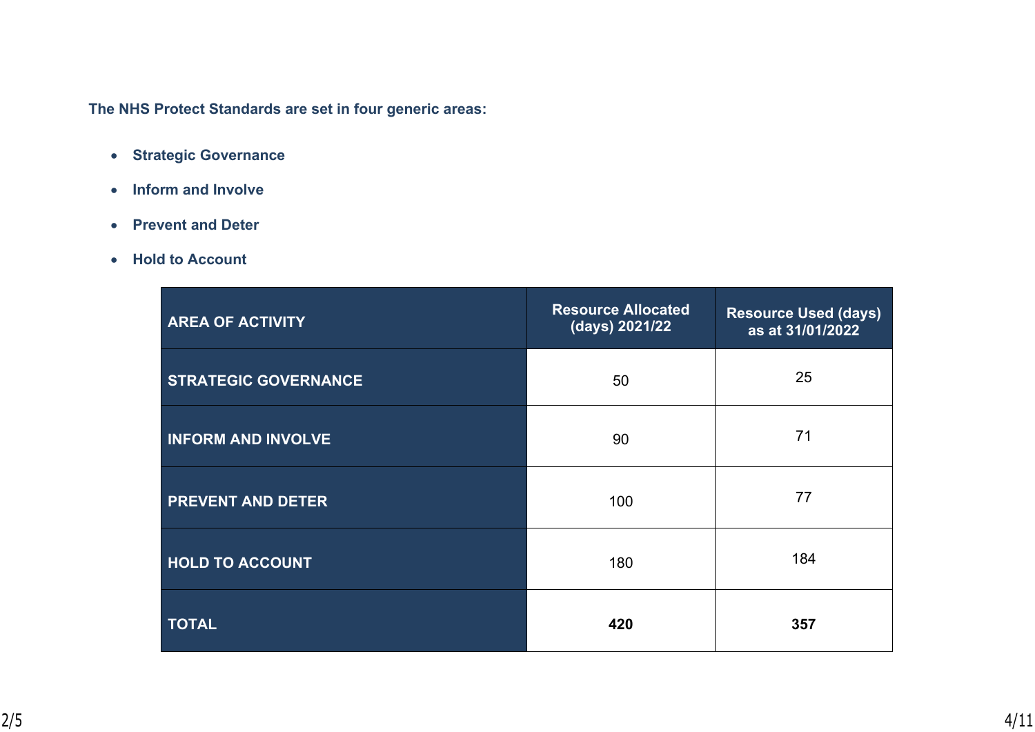**The NHS Protect Standards are set in four generic areas:**

- **Strategic Governance**
- **Inform and Involve**
- **Prevent and Deter**
- **Hold to Account**

| AREA OF ACTIVITY | Resource Allocated (days) 2021/22 | Resource Used (days) as at 31/01/2022 |
|---|---|---|
| STRATEGIC GOVERNANCE | 50 | 25 |
| INFORM AND INVOLVE | 90 | 71 |
| PREVENT AND DETER | 100 | 77 |
| HOLD TO ACCOUNT | 180 | 184 |
| TOTAL | **420** | **357** |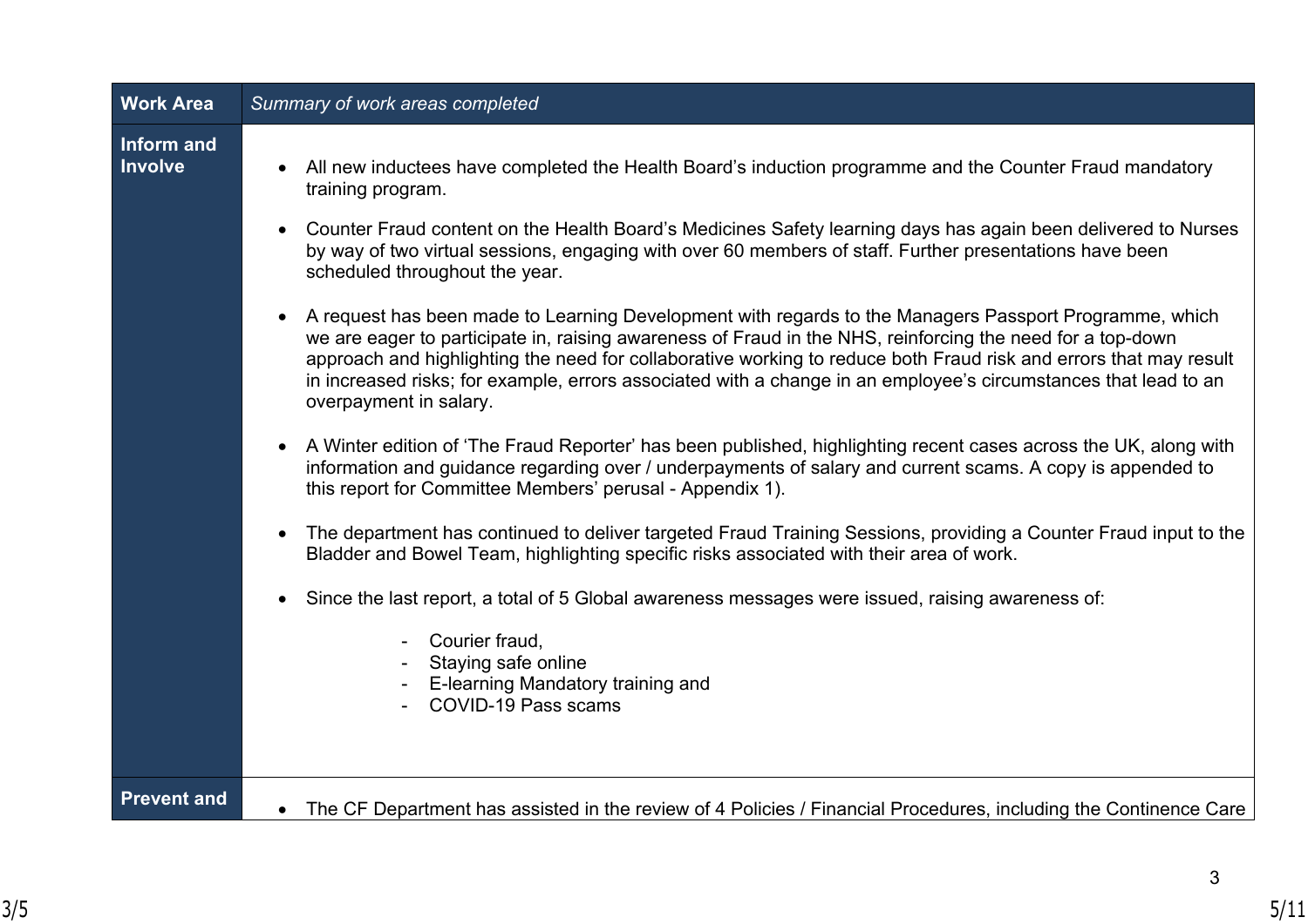| Work Area | *Summary of work areas completed* |
| --- | --- |
| **Inform and Involve** | • All new inductees have completed the Health Board's induction programme and the Counter Fraud mandatory training program.<br><br>• Counter Fraud content on the Health Board's Medicines Safety learning days has again been delivered to Nurses by way of two virtual sessions, engaging with over 60 members of staff. Further presentations have been scheduled throughout the year.<br><br>• A request has been made to Learning Development with regards to the Managers Passport Programme, which we are eager to participate in, raising awareness of Fraud in the NHS, reinforcing the need for a top-down approach and highlighting the need for collaborative working to reduce both Fraud risk and errors that may result in increased risks; for example, errors associated with a change in an employee's circumstances that lead to an overpayment in salary.<br><br>• A Winter edition of 'The Fraud Reporter' has been published, highlighting recent cases across the UK, along with information and guidance regarding over / underpayments of salary and current scams. A copy is appended to this report for Committee Members' perusal - Appendix 1).<br><br>• The department has continued to deliver targeted Fraud Training Sessions, providing a Counter Fraud input to the Bladder and Bowel Team, highlighting specific risks associated with their area of work.<br><br>• Since the last report, a total of 5 Global awareness messages were issued, raising awareness of:<br>- Courier fraud,<br>- Staying safe online<br>- E-learning Mandatory training and<br>- COVID-19 Pass scams |
| **Prevent and** | • The CF Department has assisted in the review of 4 Policies / Financial Procedures, including the Continence Care |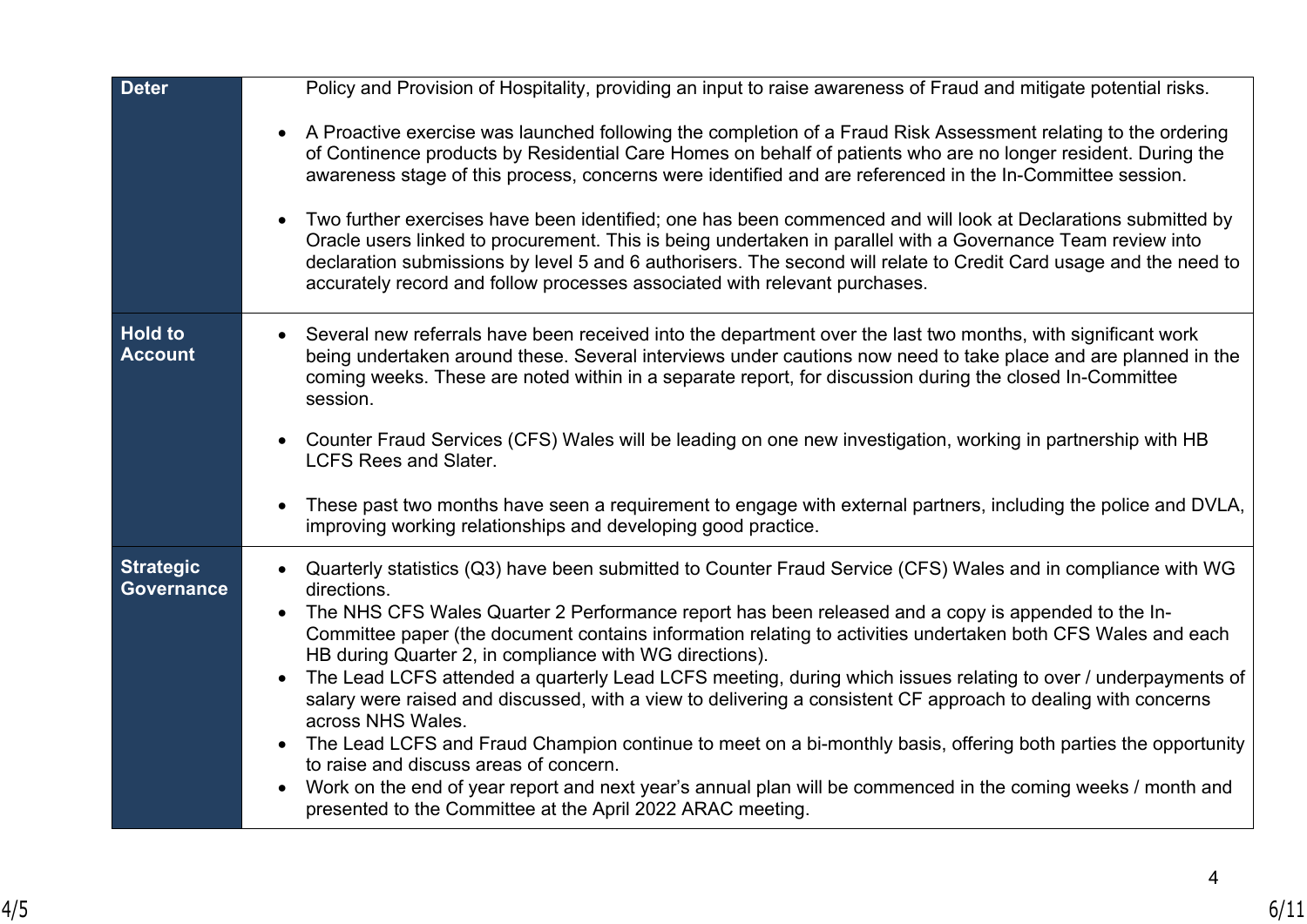| | |
|---|---|
| **Deter** | Policy and Provision of Hospitality, providing an input to raise awareness of Fraud and mitigate potential risks.<br><br>• A Proactive exercise was launched following the completion of a Fraud Risk Assessment relating to the ordering of Continence products by Residential Care Homes on behalf of patients who are no longer resident. During the awareness stage of this process, concerns were identified and are referenced in the In-Committee session.<br><br>• Two further exercises have been identified; one has been commenced and will look at Declarations submitted by Oracle users linked to procurement. This is being undertaken in parallel with a Governance Team review into declaration submissions by level 5 and 6 authorisers. The second will relate to Credit Card usage and the need to accurately record and follow processes associated with relevant purchases. |
| **Hold to Account** | • Several new referrals have been received into the department over the last two months, with significant work being undertaken around these. Several interviews under cautions now need to take place and are planned in the coming weeks. These are noted within in a separate report, for discussion during the closed In-Committee session.<br><br>• Counter Fraud Services (CFS) Wales will be leading on one new investigation, working in partnership with HB LCFS Rees and Slater.<br><br>• These past two months have seen a requirement to engage with external partners, including the police and DVLA, improving working relationships and developing good practice. |
| **Strategic Governance** | • Quarterly statistics (Q3) have been submitted to Counter Fraud Service (CFS) Wales and in compliance with WG directions.<br>• The NHS CFS Wales Quarter 2 Performance report has been released and a copy is appended to the In-Committee paper (the document contains information relating to activities undertaken both CFS Wales and each HB during Quarter 2, in compliance with WG directions).<br>• The Lead LCFS attended a quarterly Lead LCFS meeting, during which issues relating to over / underpayments of salary were raised and discussed, with a view to delivering a consistent CF approach to dealing with concerns across NHS Wales.<br>• The Lead LCFS and Fraud Champion continue to meet on a bi-monthly basis, offering both parties the opportunity to raise and discuss areas of concern.<br>• Work on the end of year report and next year's annual plan will be commenced in the coming weeks / month and presented to the Committee at the April 2022 ARAC meeting. |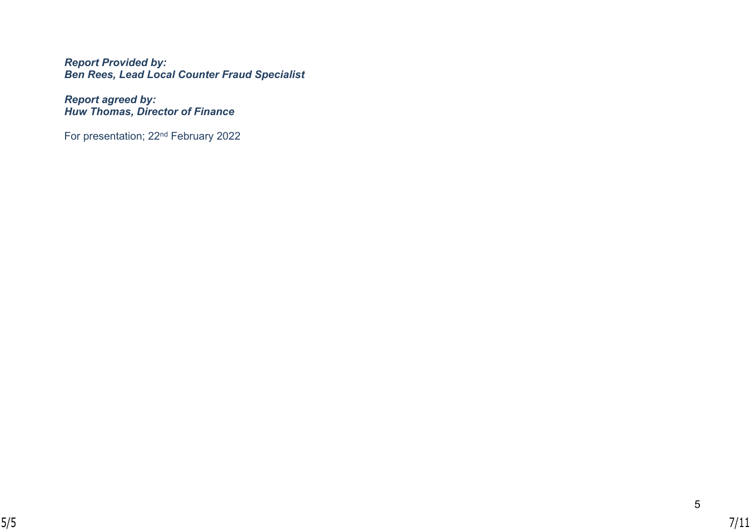***Report Provided by:***
***Ben Rees, Lead Local Counter Fraud Specialist***

***Report agreed by:***
***Huw Thomas, Director of Finance***

For presentation; 22nd February 2022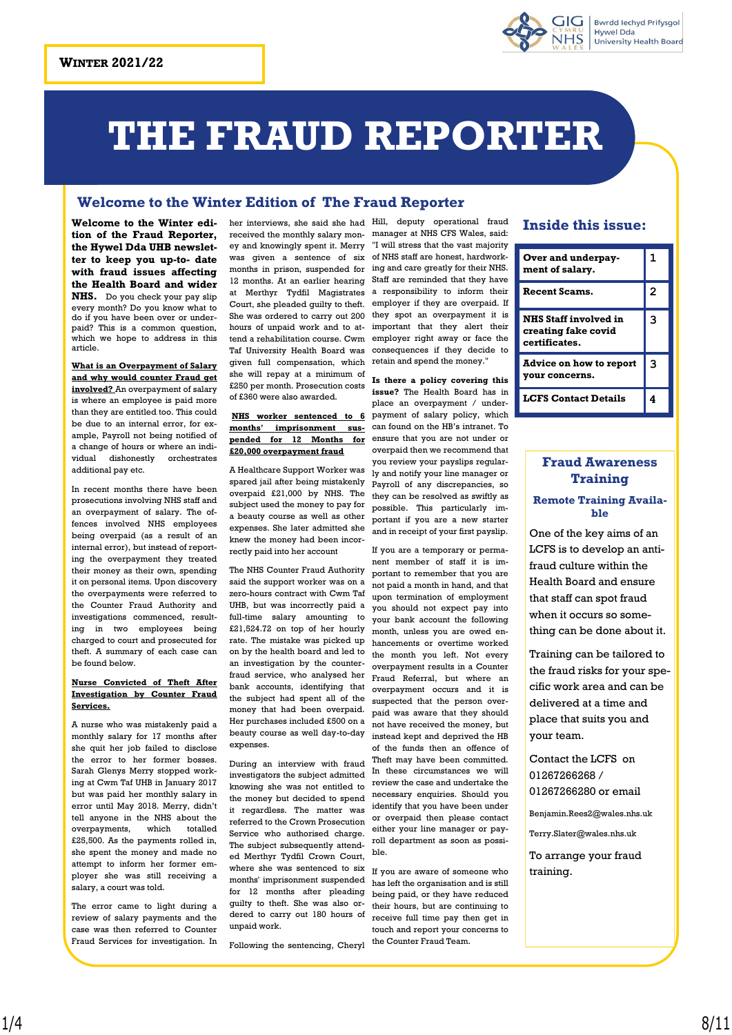**Winter 2021/22**

# THE FRAUD REPORTER

## Welcome to the Winter Edition of The Fraud Reporter

**Welcome to the Winter edition of the Fraud Reporter, the Hywel Dda UHB newsletter to keep you up-to- date with fraud issues affecting the Health Board and wider NHS.** Do you check your pay slip every month? Do you know what to do if you have been over or underpaid? This is a common question, which we hope to address in this article.

**What is an Overpayment of Salary and why would counter Fraud get involved?** An overpayment of salary is where an employee is paid more than they are entitled too. This could be due to an internal error, for example, Payroll not being notified of a change of hours or where an individual dishonestly orchestrates additional pay etc.

In recent months there have been prosecutions involving NHS staff and an overpayment of salary. The offences involved NHS employees being overpaid (as a result of an internal error), but instead of reporting the overpayment they treated their money as their own, spending it on personal items. Upon discovery the overpayments were referred to the Counter Fraud Authority and investigations commenced, resulting in two employees being charged to court and prosecuted for theft. A summary of each case can be found below.

**Nurse Convicted of Theft After Investigation by Counter Fraud Services.**

A nurse who was mistakenly paid a monthly salary for 17 months after she quit her job failed to disclose the error to her former bosses. Sarah Glenys Merry stopped working at Cwm Taf UHB in January 2017 but was paid her monthly salary in error until May 2018. Merry, didn't tell anyone in the NHS about the overpayments, which totalled £25,500. As the payments rolled in, she spent the money and made no attempt to inform her former employer she was still receiving a salary, a court was told.

The error came to light during a review of salary payments and the case was then referred to Counter Fraud Services for investigation. In her interviews, she said she had received the monthly salary money and knowingly spent it. Merry was given a sentence of six months in prison, suspended for 12 months. At an earlier hearing at Merthyr Tydfil Magistrates Court, she pleaded guilty to theft. She was ordered to carry out 200 hours of unpaid work and to attend a rehabilitation course. Cwm Taf University Health Board was given full compensation, which she will repay at a minimum of £250 per month. Prosecution costs of £360 were also awarded.

**NHS worker sentenced to 6 months' imprisonment suspended for 12 Months for £20,000 overpayment fraud**

A Healthcare Support Worker was spared jail after being mistakenly overpaid £21,000 by NHS. The subject used the money to pay for a beauty course as well as other expenses. She later admitted she knew the money had been incorrectly paid into her account

The NHS Counter Fraud Authority said the support worker was on a zero-hours contract with Cwm Taf UHB, but was incorrectly paid a full-time salary amounting to £21,524.72 on top of her hourly rate. The mistake was picked up on by the health board and led to an investigation by the counter-fraud service, who analysed her bank accounts, identifying that the subject had spent all of the money that had been overpaid. Her purchases included £500 on a beauty course as well day-to-day expenses.

During an interview with fraud investigators the subject admitted knowing she was not entitled to the money but decided to spend it regardless. The matter was referred to the Crown Prosecution Service who authorised charge. The subject subsequently attended Merthyr Tydfil Crown Court, where she was sentenced to six months' imprisonment suspended for 12 months after pleading guilty to theft. She was also ordered to carry out 180 hours of unpaid work.

Following the sentencing, Cheryl Hill, deputy operational fraud manager at NHS CFS Wales, said: "I will stress that the vast majority of NHS staff are honest, hardworking and care greatly for their NHS. Staff are reminded that they have a responsibility to inform their employer if they are overpaid. If they spot an overpayment it is important that they alert their employer right away or face the consequences if they decide to retain and spend the money."

**Is there a policy covering this issue?** The Health Board has in place an overpayment / underpayment of salary policy, which can found on the HB's intranet. To ensure that you are not under or overpaid then we recommend that you review your payslips regularly and notify your line manager or Payroll of any discrepancies, so they can be resolved as swiftly as possible. This particularly important if you are a new starter and in receipt of your first payslip.

If you are a temporary or permanent member of staff it is important to remember that you are not paid a month in hand, and that upon termination of employment you should not expect pay into your bank account the following month, unless you are owed enhancements or overtime worked the month you left. Not every overpayment results in a Counter Fraud Referral, but where an overpayment occurs and it is suspected that the person overpaid was aware that they should not have received the money, but instead kept and deprived the HB of the funds then an offence of Theft may have been committed. In these circumstances we will review the case and undertake the necessary enquiries. Should you identify that you have been under or overpaid then please contact either your line manager or payroll department as soon as possible.

If you are aware of someone who has left the organisation and is still being paid, or they have reduced their hours, but are continuing to receive full time pay then get in touch and report your concerns to the Counter Fraud Team.

## Inside this issue:

| | |
|---|---|
| **Over and underpayment of salary.** | 1 |
| **Recent Scams.** | 2 |
| **NHS Staff involved in creating fake covid certificates.** | 3 |
| **Advice on how to report your concerns.** | 3 |
| **LCFS Contact Details** | 4 |

## Fraud Awareness Training

### Remote Training Available

One of the key aims of an LCFS is to develop an anti-fraud culture within the Health Board and ensure that staff can spot fraud when it occurs so something can be done about it.

Training can be tailored to the fraud risks for your specific work area and can be delivered at a time and place that suits you and your team.

Contact the LCFS on 01267266268 / 01267266280 or email

Benjamin.Rees2@wales.nhs.uk

Terry.Slater@wales.nhs.uk

To arrange your fraud training.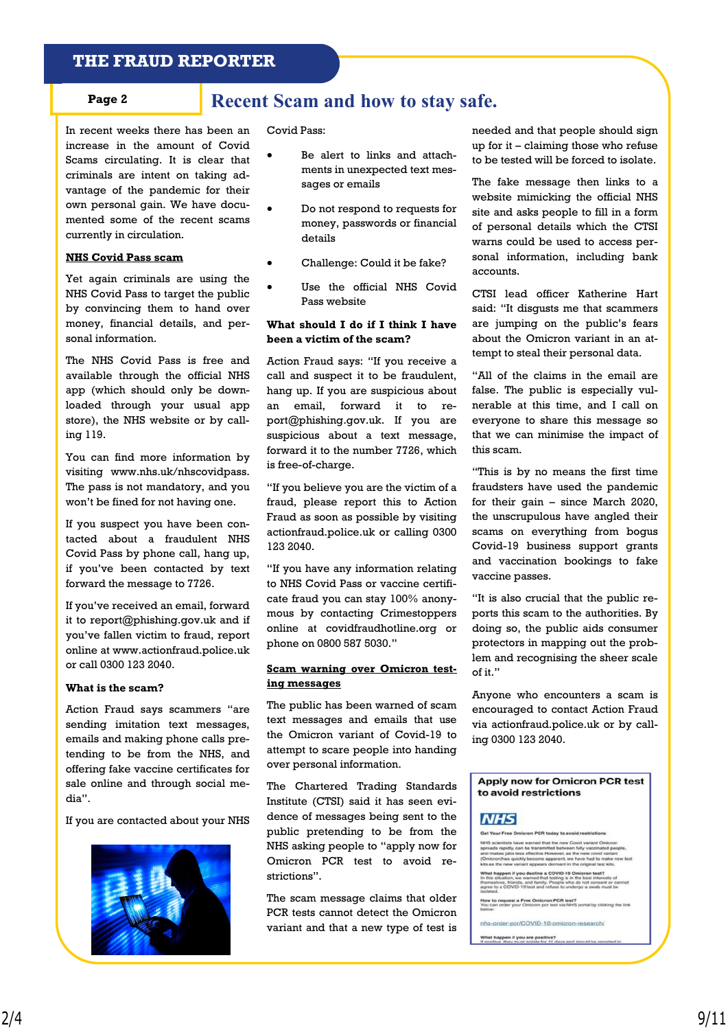# THE FRAUD REPORTER

**Page 2**

## Recent Scam and how to stay safe.

In recent weeks there has been an increase in the amount of Covid Scams circulating. It is clear that criminals are intent on taking advantage of the pandemic for their own personal gain. We have documented some of the recent scams currently in circulation.

### NHS Covid Pass scam

Yet again criminals are using the NHS Covid Pass to target the public by convincing them to hand over money, financial details, and personal information.

The NHS Covid Pass is free and available through the official NHS app (which should only be downloaded through your usual app store), the NHS website or by calling 119.

You can find more information by visiting www.nhs.uk/nhscovidpass. The pass is not mandatory, and you won't be fined for not having one.

If you suspect you have been contacted about a fraudulent NHS Covid Pass by phone call, hang up, if you've been contacted by text forward the message to 7726.

If you've received an email, forward it to report@phishing.gov.uk and if you've fallen victim to fraud, report online at www.actionfraud.police.uk or call 0300 123 2040.

**What is the scam?**

Action Fraud says scammers "are sending imitation text messages, emails and making phone calls pretending to be from the NHS, and offering fake vaccine certificates for sale online and through social media".

If you are contacted about your NHS Covid Pass:

- Be alert to links and attachments in unexpected text messages or emails
- Do not respond to requests for money, passwords or financial details
- Challenge: Could it be fake?
- Use the official NHS Covid Pass website

**What should I do if I think I have been a victim of the scam?**

Action Fraud says: "If you receive a call and suspect it to be fraudulent, hang up. If you are suspicious about an email, forward it to report@phishing.gov.uk. If you are suspicious about a text message, forward it to the number 7726, which is free-of-charge.

"If you believe you are the victim of a fraud, please report this to Action Fraud as soon as possible by visiting actionfraud.police.uk or calling 0300 123 2040.

"If you have any information relating to NHS Covid Pass or vaccine certificate fraud you can stay 100% anonymous by contacting Crimestoppers online at covidfraudhotline.org or phone on 0800 587 5030."

### Scam warning over Omicron testing messages

The public has been warned of scam text messages and emails that use the Omicron variant of Covid-19 to attempt to scare people into handing over personal information.

The Chartered Trading Standards Institute (CTSI) said it has seen evidence of messages being sent to the public pretending to be from the NHS asking people to "apply now for Omicron PCR test to avoid restrictions".

The scam message claims that older PCR tests cannot detect the Omicron variant and that a new type of test is needed and that people should sign up for it – claiming those who refuse to be tested will be forced to isolate.

The fake message then links to a website mimicking the official NHS site and asks people to fill in a form of personal details which the CTSI warns could be used to access personal information, including bank accounts.

CTSI lead officer Katherine Hart said: "It disgusts me that scammers are jumping on the public's fears about the Omicron variant in an attempt to steal their personal data.

"All of the claims in the email are false. The public is especially vulnerable at this time, and I call on everyone to share this message so that we can minimise the impact of this scam.

"This is by no means the first time fraudsters have used the pandemic for their gain – since March 2020, the unscrupulous have angled their scams on everything from bogus Covid-19 business support grants and vaccination bookings to fake vaccine passes.

"It is also crucial that the public reports this scam to the authorities. By doing so, the public aids consumer protectors in mapping out the problem and recognising the sheer scale of it."

Anyone who encounters a scam is encouraged to contact Action Fraud via actionfraud.police.uk or by calling 0300 123 2040.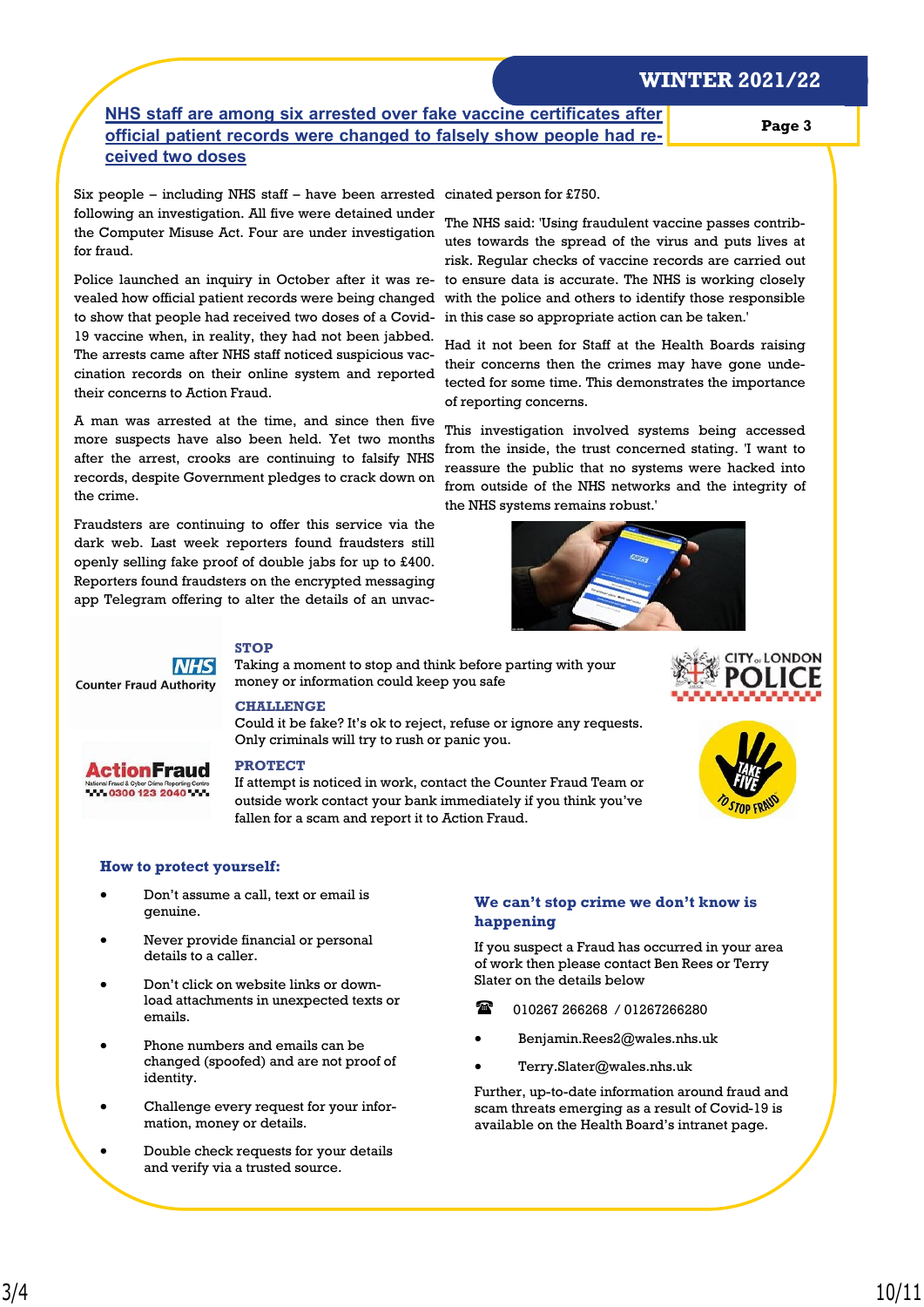## NHS staff are among six arrested over fake vaccine certificates after official patient records were changed to falsely show people had received two doses

Six people – including NHS staff – have been arrested following an investigation. All five were detained under the Computer Misuse Act. Four are under investigation for fraud.

Police launched an inquiry in October after it was revealed how official patient records were being changed to show that people had received two doses of a Covid-19 vaccine when, in reality, they had not been jabbed. The arrests came after NHS staff noticed suspicious vaccination records on their online system and reported their concerns to Action Fraud.

A man was arrested at the time, and since then five more suspects have also been held. Yet two months after the arrest, crooks are continuing to falsify NHS records, despite Government pledges to crack down on the crime.

Fraudsters are continuing to offer this service via the dark web. Last week reporters found fraudsters still openly selling fake proof of double jabs for up to £400. Reporters found fraudsters on the encrypted messaging app Telegram offering to alter the details of an unvaccinated person for £750.

The NHS said: 'Using fraudulent vaccine passes contributes towards the spread of the virus and puts lives at risk. Regular checks of vaccine records are carried out to ensure data is accurate. The NHS is working closely with the police and others to identify those responsible in this case so appropriate action can be taken.'

Had it not been for Staff at the Health Boards raising their concerns then the crimes may have gone undetected for some time. This demonstrates the importance of reporting concerns.

This investigation involved systems being accessed from the inside, the trust concerned stating. 'I want to reassure the public that no systems were hacked into from outside of the NHS networks and the integrity of the NHS systems remains robust.'

NHS Counter Fraud Authority

ActionFraud — National Fraud & Cyber Crime Reporting Centre — 0300 123 2040

**STOP**
Taking a moment to stop and think before parting with your money or information could keep you safe

**CHALLENGE**
Could it be fake? It's ok to reject, refuse or ignore any requests. Only criminals will try to rush or panic you.

**PROTECT**
If attempt is noticed in work, contact the Counter Fraud Team or outside work contact your bank immediately if you think you've fallen for a scam and report it to Action Fraud.

City of London Police

Take Five to Stop Fraud

### How to protect yourself:

- Don't assume a call, text or email is genuine.
- Never provide financial or personal details to a caller.
- Don't click on website links or download attachments in unexpected texts or emails.
- Phone numbers and emails can be changed (spoofed) and are not proof of identity.
- Challenge every request for your information, money or details.
- Double check requests for your details and verify via a trusted source.

### We can't stop crime we don't know is happening

If you suspect a Fraud has occurred in your area of work then please contact Ben Rees or Terry Slater on the details below

☎ 010267 266268 / 01267266280

- Benjamin.Rees2@wales.nhs.uk
- Terry.Slater@wales.nhs.uk

Further, up-to-date information around fraud and scam threats emerging as a result of Covid-19 is available on the Health Board's intranet page.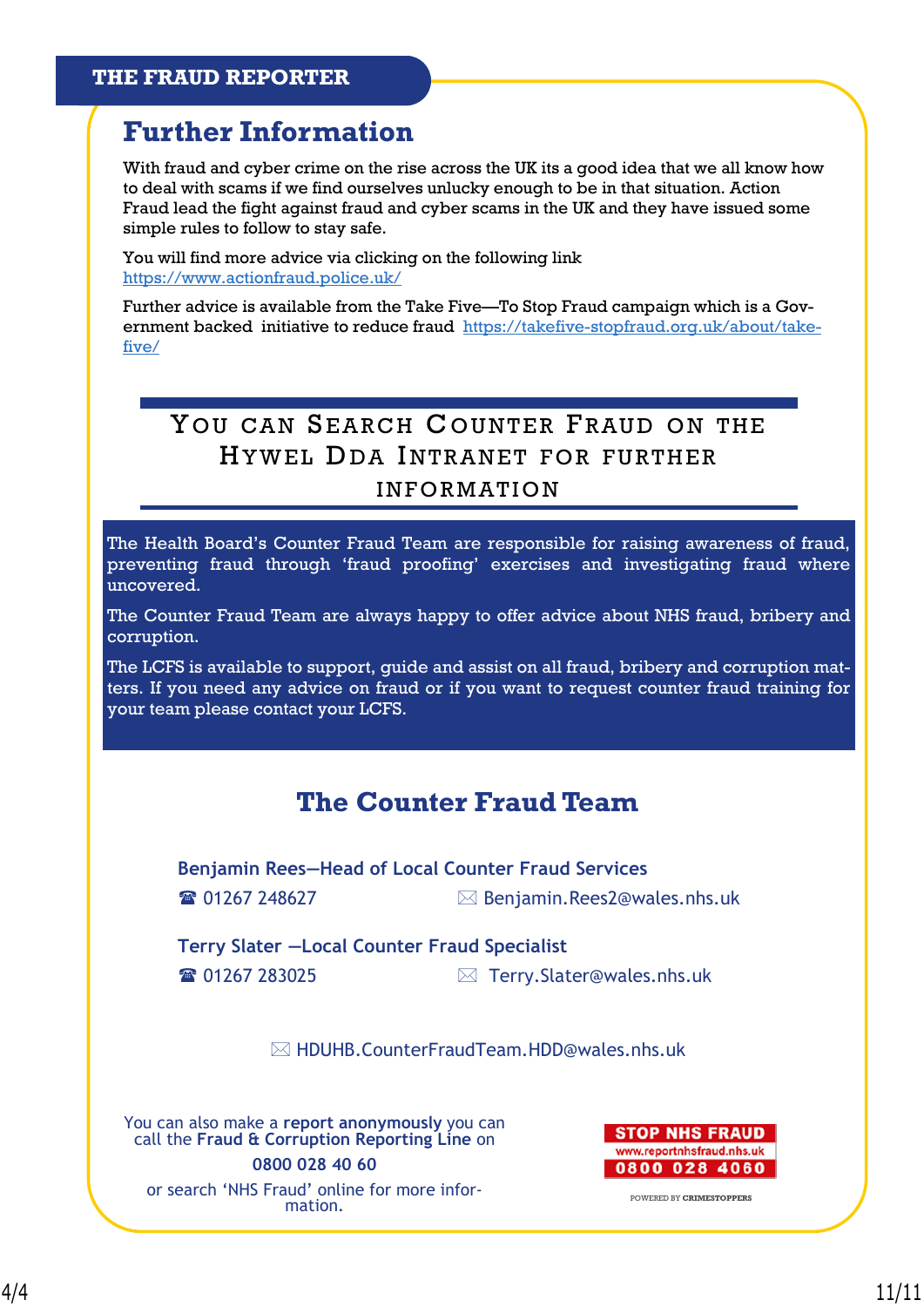## Further Information

With fraud and cyber crime on the rise across the UK its a good idea that we all know how to deal with scams if we find ourselves unlucky enough to be in that situation. Action Fraud lead the fight against fraud and cyber scams in the UK and they have issued some simple rules to follow to stay safe.

You will find more advice via clicking on the following link https://www.actionfraud.police.uk/

Further advice is available from the Take Five—To Stop Fraud campaign which is a Government backed initiative to reduce fraud https://takefive-stopfraud.org.uk/about/take-five/

### YOU CAN SEARCH COUNTER FRAUD ON THE HYWEL DDA INTRANET FOR FURTHER INFORMATION

The Health Board's Counter Fraud Team are responsible for raising awareness of fraud, preventing fraud through 'fraud proofing' exercises and investigating fraud where uncovered.

The Counter Fraud Team are always happy to offer advice about NHS fraud, bribery and corruption.

The LCFS is available to support, guide and assist on all fraud, bribery and corruption matters. If you need any advice on fraud or if you want to request counter fraud training for your team please contact your LCFS.

## The Counter Fraud Team

**Benjamin Rees—Head of Local Counter Fraud Services**

☎ 01267 248627 ✉ Benjamin.Rees2@wales.nhs.uk

**Terry Slater —Local Counter Fraud Specialist**

☎ 01267 283025 ✉ Terry.Slater@wales.nhs.uk

✉ HDUHB.CounterFraudTeam.HDD@wales.nhs.uk

You can also make a **report anonymously** you can call the **Fraud & Corruption Reporting Line** on

**0800 028 40 60**

or search 'NHS Fraud' online for more information.

STOP NHS FRAUD
www.reportnhsfraud.nhs.uk
0800 028 4060
POWERED BY CRIMESTOPPERS